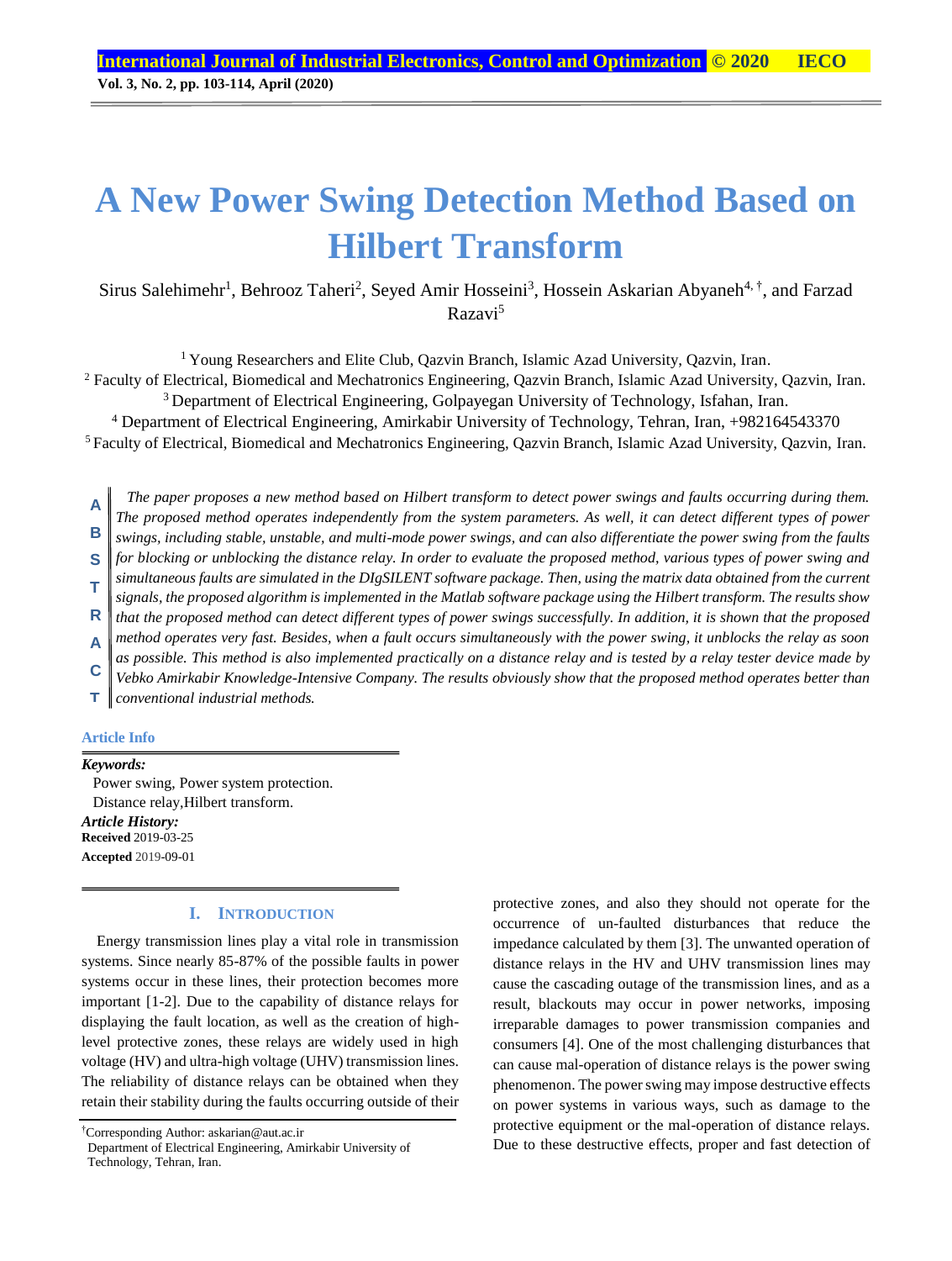# A New Power Swing Detection Method Based on Hilbert Transform

Sirus Salehimehr[1], Behrooz Taheri[2], Seyed Amir Hosseini[3], Hossein Askarian Abyaneh[4,†], and Farzad Razavi[5]

[1] Young Researchers and Elite Club, Qazvin Branch, Islamic Azad University, Qazvin, Iran.
[2] Faculty of Electrical, Biomedical and Mechatronics Engineering, Qazvin Branch, Islamic Azad University, Qazvin, Iran.
[3] Department of Electrical Engineering, Golpayegan University of Technology, Isfahan, Iran.
[4] Department of Electrical Engineering, Amirkabir University of Technology, Tehran, Iran, +982164543370
[5] Faculty of Electrical, Biomedical and Mechatronics Engineering, Qazvin Branch, Islamic Azad University, Qazvin, Iran.

**ABSTRACT**

*The paper proposes a new method based on Hilbert transform to detect power swings and faults occurring during them. The proposed method operates independently from the system parameters. As well, it can detect different types of power swings, including stable, unstable, and multi-mode power swings, and can also differentiate the power swing from the faults for blocking or unblocking the distance relay. In order to evaluate the proposed method, various types of power swing and simultaneous faults are simulated in the DIgSILENT software package. Then, using the matrix data obtained from the current signals, the proposed algorithm is implemented in the Matlab software package using the Hilbert transform. The results show that the proposed method can detect different types of power swings successfully. In addition, it is shown that the proposed method operates very fast. Besides, when a fault occurs simultaneously with the power swing, it unblocks the relay as soon as possible. This method is also implemented practically on a distance relay and is tested by a relay tester device made by Vebko Amirkabir Knowledge-Intensive Company. The results obviously show that the proposed method operates better than conventional industrial methods.*

**Article Info**

***Keywords:***
Power swing, Power system protection.
Distance relay,Hilbert transform.

***Article History:***
**Received** 2019-03-25
**Accepted** 2019-09-01

## I. INTRODUCTION

Energy transmission lines play a vital role in transmission systems. Since nearly 85-87% of the possible faults in power systems occur in these lines, their protection becomes more important [1-2]. Due to the capability of distance relays for displaying the fault location, as well as the creation of high-level protective zones, these relays are widely used in high voltage (HV) and ultra-high voltage (UHV) transmission lines. The reliability of distance relays can be obtained when they retain their stability during the faults occurring outside of their protective zones, and also they should not operate for the occurrence of un-faulted disturbances that reduce the impedance calculated by them [3]. The unwanted operation of distance relays in the HV and UHV transmission lines may cause the cascading outage of the transmission lines, and as a result, blackouts may occur in power networks, imposing irreparable damages to power transmission companies and consumers [4]. One of the most challenging disturbances that can cause mal-operation of distance relays is the power swing phenomenon. The power swing may impose destructive effects on power systems in various ways, such as damage to the protective equipment or the mal-operation of distance relays. Due to these destructive effects, proper and fast detection of

†Corresponding Author: askarian@aut.ac.ir
Department of Electrical Engineering, Amirkabir University of Technology, Tehran, Iran.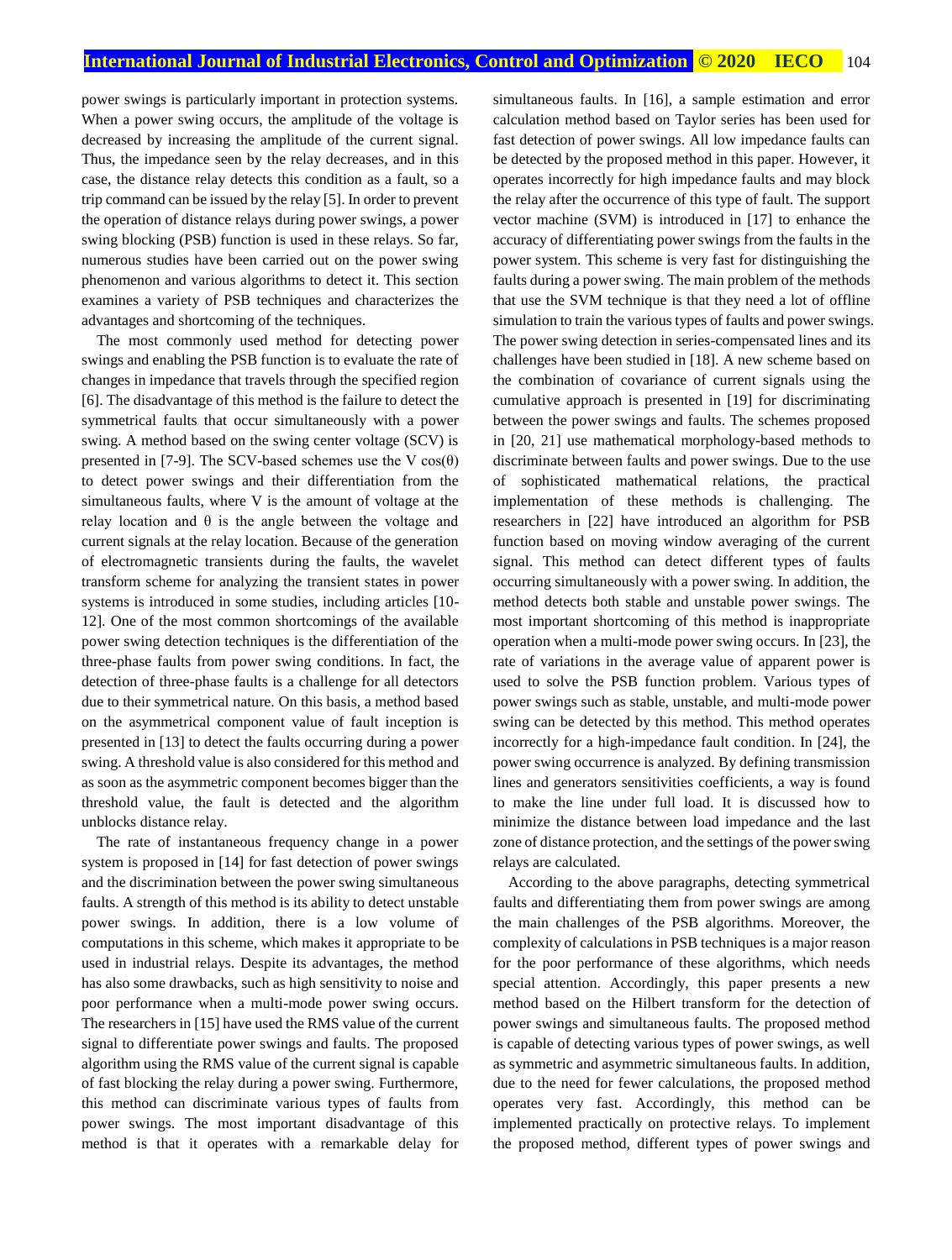power swings is particularly important in protection systems. When a power swing occurs, the amplitude of the voltage is decreased by increasing the amplitude of the current signal. Thus, the impedance seen by the relay decreases, and in this case, the distance relay detects this condition as a fault, so a trip command can be issued by the relay [5]. In order to prevent the operation of distance relays during power swings, a power swing blocking (PSB) function is used in these relays. So far, numerous studies have been carried out on the power swing phenomenon and various algorithms to detect it. This section examines a variety of PSB techniques and characterizes the advantages and shortcoming of the techniques.

The most commonly used method for detecting power swings and enabling the PSB function is to evaluate the rate of changes in impedance that travels through the specified region [6]. The disadvantage of this method is the failure to detect the symmetrical faults that occur simultaneously with a power swing. A method based on the swing center voltage (SCV) is presented in [7-9]. The SCV-based schemes use the $V \cos(\theta)$ to detect power swings and their differentiation from the simultaneous faults, where V is the amount of voltage at the relay location and $\theta$ is the angle between the voltage and current signals at the relay location. Because of the generation of electromagnetic transients during the faults, the wavelet transform scheme for analyzing the transient states in power systems is introduced in some studies, including articles [10-12]. One of the most common shortcomings of the available power swing detection techniques is the differentiation of the three-phase faults from power swing conditions. In fact, the detection of three-phase faults is a challenge for all detectors due to their symmetrical nature. On this basis, a method based on the asymmetrical component value of fault inception is presented in [13] to detect the faults occurring during a power swing. A threshold value is also considered for this method and as soon as the asymmetric component becomes bigger than the threshold value, the fault is detected and the algorithm unblocks distance relay.

The rate of instantaneous frequency change in a power system is proposed in [14] for fast detection of power swings and the discrimination between the power swing simultaneous faults. A strength of this method is its ability to detect unstable power swings. In addition, there is a low volume of computations in this scheme, which makes it appropriate to be used in industrial relays. Despite its advantages, the method has also some drawbacks, such as high sensitivity to noise and poor performance when a multi-mode power swing occurs. The researchers in [15] have used the RMS value of the current signal to differentiate power swings and faults. The proposed algorithm using the RMS value of the current signal is capable of fast blocking the relay during a power swing. Furthermore, this method can discriminate various types of faults from power swings. The most important disadvantage of this method is that it operates with a remarkable delay for simultaneous faults. In [16], a sample estimation and error calculation method based on Taylor series has been used for fast detection of power swings. All low impedance faults can be detected by the proposed method in this paper. However, it operates incorrectly for high impedance faults and may block the relay after the occurrence of this type of fault. The support vector machine (SVM) is introduced in [17] to enhance the accuracy of differentiating power swings from the faults in the power system. This scheme is very fast for distinguishing the faults during a power swing. The main problem of the methods that use the SVM technique is that they need a lot of offline simulation to train the various types of faults and power swings. The power swing detection in series-compensated lines and its challenges have been studied in [18]. A new scheme based on the combination of covariance of current signals using the cumulative approach is presented in [19] for discriminating between the power swings and faults. The schemes proposed in [20, 21] use mathematical morphology-based methods to discriminate between faults and power swings. Due to the use of sophisticated mathematical relations, the practical implementation of these methods is challenging. The researchers in [22] have introduced an algorithm for PSB function based on moving window averaging of the current signal. This method can detect different types of faults occurring simultaneously with a power swing. In addition, the method detects both stable and unstable power swings. The most important shortcoming of this method is inappropriate operation when a multi-mode power swing occurs. In [23], the rate of variations in the average value of apparent power is used to solve the PSB function problem. Various types of power swings such as stable, unstable, and multi-mode power swing can be detected by this method. This method operates incorrectly for a high-impedance fault condition. In [24], the power swing occurrence is analyzed. By defining transmission lines and generators sensitivities coefficients, a way is found to make the line under full load. It is discussed how to minimize the distance between load impedance and the last zone of distance protection, and the settings of the power swing relays are calculated.

According to the above paragraphs, detecting symmetrical faults and differentiating them from power swings are among the main challenges of the PSB algorithms. Moreover, the complexity of calculations in PSB techniques is a major reason for the poor performance of these algorithms, which needs special attention. Accordingly, this paper presents a new method based on the Hilbert transform for the detection of power swings and simultaneous faults. The proposed method is capable of detecting various types of power swings, as well as symmetric and asymmetric simultaneous faults. In addition, due to the need for fewer calculations, the proposed method operates very fast. Accordingly, this method can be implemented practically on protective relays. To implement the proposed method, different types of power swings and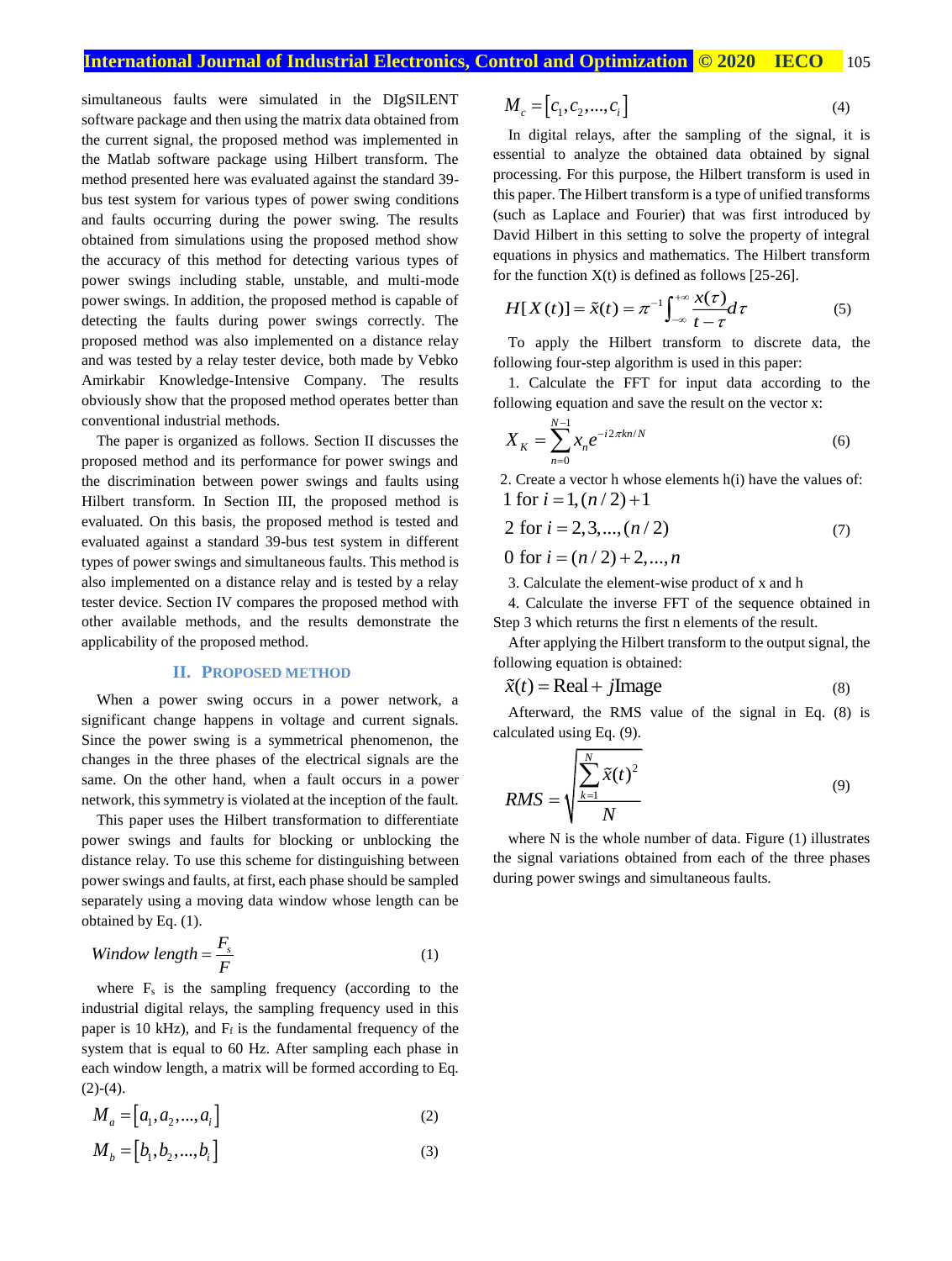simultaneous faults were simulated in the DIgSILENT software package and then using the matrix data obtained from the current signal, the proposed method was implemented in the Matlab software package using Hilbert transform. The method presented here was evaluated against the standard 39-bus test system for various types of power swing conditions and faults occurring during the power swing. The results obtained from simulations using the proposed method show the accuracy of this method for detecting various types of power swings including stable, unstable, and multi-mode power swings. In addition, the proposed method is capable of detecting the faults during power swings correctly. The proposed method was also implemented on a distance relay and was tested by a relay tester device, both made by Vebko Amirkabir Knowledge-Intensive Company. The results obviously show that the proposed method operates better than conventional industrial methods.

The paper is organized as follows. Section II discusses the proposed method and its performance for power swings and the discrimination between power swings and faults using Hilbert transform. In Section III, the proposed method is evaluated. On this basis, the proposed method is tested and evaluated against a standard 39-bus test system in different types of power swings and simultaneous faults. This method is also implemented on a distance relay and is tested by a relay tester device. Section IV compares the proposed method with other available methods, and the results demonstrate the applicability of the proposed method.

## II. Proposed Method

When a power swing occurs in a power network, a significant change happens in voltage and current signals. Since the power swing is a symmetrical phenomenon, the changes in the three phases of the electrical signals are the same. On the other hand, when a fault occurs in a power network, this symmetry is violated at the inception of the fault.

This paper uses the Hilbert transformation to differentiate power swings and faults for blocking or unblocking the distance relay. To use this scheme for distinguishing between power swings and faults, at first, each phase should be sampled separately using a moving data window whose length can be obtained by Eq. (1).

$$Window\ length = \frac{F_s}{F} \tag{1}$$

where $F_s$ is the sampling frequency (according to the industrial digital relays, the sampling frequency used in this paper is 10 kHz), and $F_f$ is the fundamental frequency of the system that is equal to 60 Hz. After sampling each phase in each window length, a matrix will be formed according to Eq. (2)-(4).

$$M_a = [a_1, a_2, ..., a_i] \tag{2}$$

$$M_b = [b_1, b_2, ..., b_i] \tag{3}$$

$$M_c = [c_1, c_2, ..., c_i] \tag{4}$$

In digital relays, after the sampling of the signal, it is essential to analyze the obtained data obtained by signal processing. For this purpose, the Hilbert transform is used in this paper. The Hilbert transform is a type of unified transforms (such as Laplace and Fourier) that was first introduced by David Hilbert in this setting to solve the property of integral equations in physics and mathematics. The Hilbert transform for the function X(t) is defined as follows [25-26].

$$H[X(t)] = \tilde{x}(t) = \pi^{-1}\int_{-\infty}^{+\infty} \frac{x(\tau)}{t-\tau} d\tau \tag{5}$$

To apply the Hilbert transform to discrete data, the following four-step algorithm is used in this paper:

1. Calculate the FFT for input data according to the following equation and save the result on the vector x:

$$X_K = \sum_{n=0}^{N-1} x_n e^{-i2\pi kn/N} \tag{6}$$

2. Create a vector h whose elements h(i) have the values of:

$$\begin{aligned} &1 \text{ for } i = 1, (n/2)+1 \\ &2 \text{ for } i = 2, 3, ..., (n/2) \\ &0 \text{ for } i = (n/2)+2, ..., n \end{aligned} \tag{7}$$

3. Calculate the element-wise product of x and h

4. Calculate the inverse FFT of the sequence obtained in Step 3 which returns the first n elements of the result.

After applying the Hilbert transform to the output signal, the following equation is obtained:

$$\tilde{x}(t) = \text{Real} + j\text{Image} \tag{8}$$

Afterward, the RMS value of the signal in Eq. (8) is calculated using Eq. (9).

$$RMS = \sqrt{\frac{\sum_{k=1}^{N} \tilde{x}(t)^2}{N}} \tag{9}$$

where N is the whole number of data. Figure (1) illustrates the signal variations obtained from each of the three phases during power swings and simultaneous faults.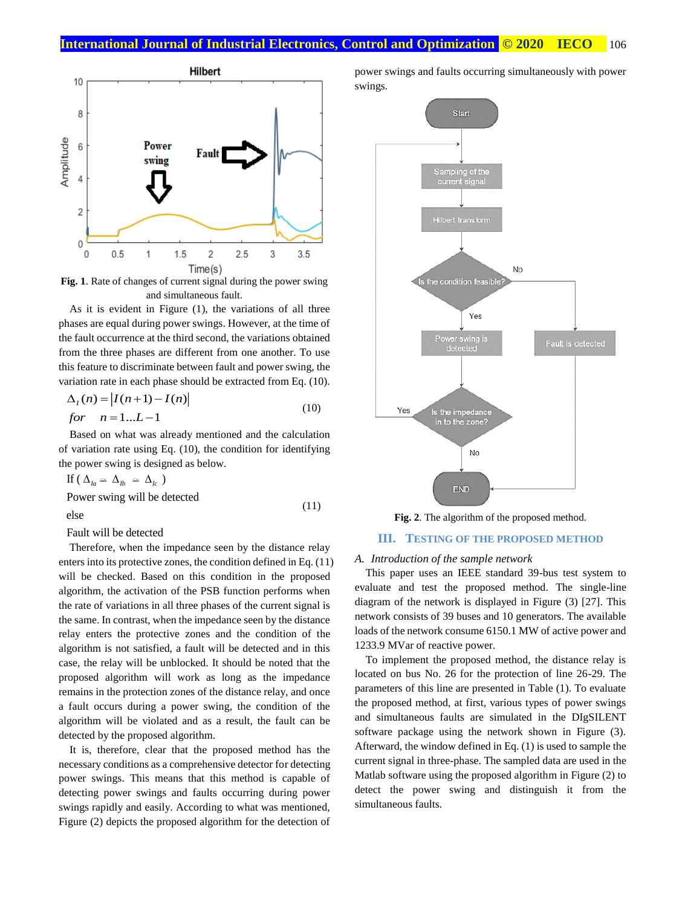Fig. 1. Rate of changes of current signal during the power swing and simultaneous fault.

As it is evident in Figure (1), the variations of all three phases are equal during power swings. However, at the time of the fault occurrence at the third second, the variations obtained from the three phases are different from one another. To use this feature to discriminate between fault and power swing, the variation rate in each phase should be extracted from Eq. (10).

$$\Delta_I(n) = |I(n+1) - I(n)| \quad for \quad n = 1...L-1 \tag{10}$$

Based on what was already mentioned and the calculation of variation rate using Eq. (10), the condition for identifying the power swing is designed as below.

$$\begin{aligned} &\text{If } (\Delta_{Ia} \doteq \Delta_{Ib} \doteq \Delta_{Ic}) \\ &\text{Power swing will be detected} \\ &\text{else} \\ &\text{Fault will be detected} \end{aligned} \tag{11}$$

Therefore, when the impedance seen by the distance relay enters into its protective zones, the condition defined in Eq. (11) will be checked. Based on this condition in the proposed algorithm, the activation of the PSB function performs when the rate of variations in all three phases of the current signal is the same. In contrast, when the impedance seen by the distance relay enters the protective zones and the condition of the algorithm is not satisfied, a fault will be detected and in this case, the relay will be unblocked. It should be noted that the proposed algorithm will work as long as the impedance remains in the protection zones of the distance relay, and once a fault occurs during a power swing, the condition of the algorithm will be violated and as a result, the fault can be detected by the proposed algorithm.

It is, therefore, clear that the proposed method has the necessary conditions as a comprehensive detector for detecting power swings. This means that this method is capable of detecting power swings and faults occurring during power swings rapidly and easily. According to what was mentioned, Figure (2) depicts the proposed algorithm for the detection of power swings and faults occurring simultaneously with power swings.

Fig. 2. The algorithm of the proposed method.

## III. Testing of the Proposed Method

### A. Introduction of the sample network

This paper uses an IEEE standard 39-bus test system to evaluate and test the proposed method. The single-line diagram of the network is displayed in Figure (3) [27]. This network consists of 39 buses and 10 generators. The available loads of the network consume 6150.1 MW of active power and 1233.9 MVar of reactive power.

To implement the proposed method, the distance relay is located on bus No. 26 for the protection of line 26-29. The parameters of this line are presented in Table (1). To evaluate the proposed method, at first, various types of power swings and simultaneous faults are simulated in the DIgSILENT software package using the network shown in Figure (3). Afterward, the window defined in Eq. (1) is used to sample the current signal in three-phase. The sampled data are used in the Matlab software using the proposed algorithm in Figure (2) to detect the power swing and distinguish it from the simultaneous faults.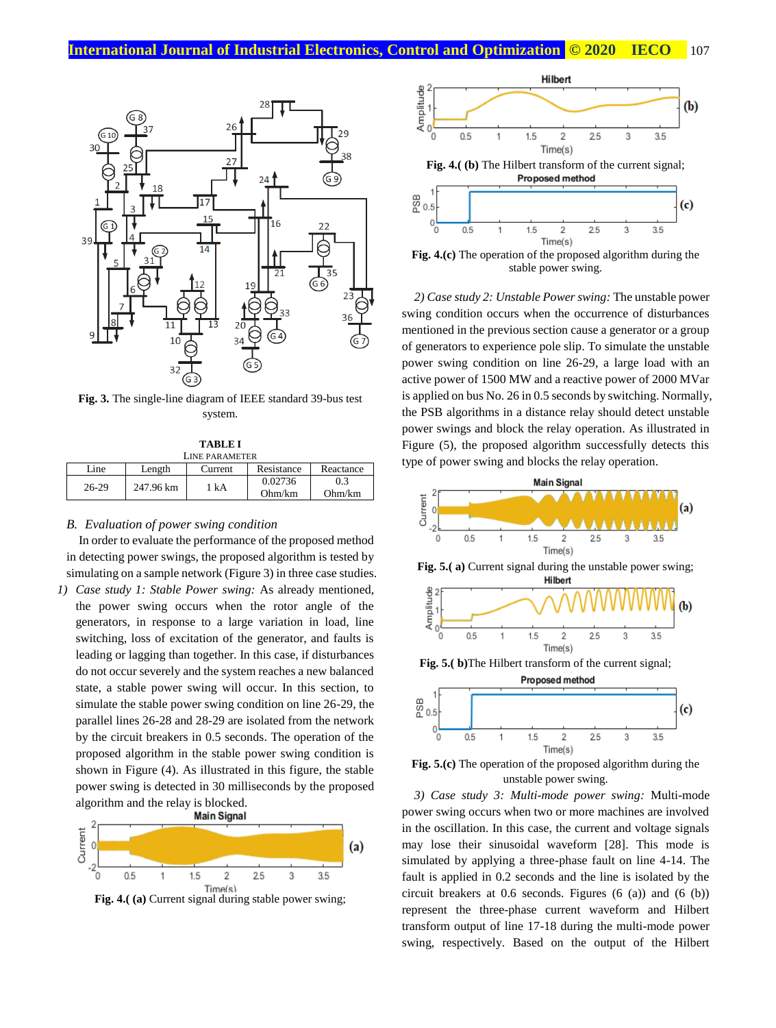Fig. 3. The single-line diagram of IEEE standard 39-bus test system.

**TABLE I**
LINE PARAMETER

| Line | Length | Current | Resistance | Reactance |
|---|---|---|---|---|
| 26-29 | 247.96 km | 1 kA | 0.02736 Ohm/km | 0.3 Ohm/km |

### *B. Evaluation of power swing condition*

In order to evaluate the performance of the proposed method in detecting power swings, the proposed algorithm is tested by simulating on a sample network (Figure 3) in three case studies.

1) *Case study 1: Stable Power swing:* As already mentioned, the power swing occurs when the rotor angle of the generators, in response to a large variation in load, line switching, loss of excitation of the generator, and faults is leading or lagging than together. In this case, if disturbances do not occur severely and the system reaches a new balanced state, a stable power swing will occur. In this section, to simulate the stable power swing condition on line 26-29, the parallel lines 26-28 and 28-29 are isolated from the network by the circuit breakers in 0.5 seconds. The operation of the proposed algorithm in the stable power swing condition is shown in Figure (4). As illustrated in this figure, the stable power swing is detected in 30 milliseconds by the proposed algorithm and the relay is blocked.

**Fig. 4.( (a)** Current signal during stable power swing;

**Fig. 4.( (b)** The Hilbert transform of the current signal;

**Fig. 4.(c)** The operation of the proposed algorithm during the stable power swing.

2) *Case study 2: Unstable Power swing:* The unstable power swing condition occurs when the occurrence of disturbances mentioned in the previous section cause a generator or a group of generators to experience pole slip. To simulate the unstable power swing condition on line 26-29, a large load with an active power of 1500 MW and a reactive power of 2000 MVar is applied on bus No. 26 in 0.5 seconds by switching. Normally, the PSB algorithms in a distance relay should detect unstable power swings and block the relay operation. As illustrated in Figure (5), the proposed algorithm successfully detects this type of power swing and blocks the relay operation.

**Fig. 5.( a)** Current signal during the unstable power swing;

**Fig. 5.( b)**The Hilbert transform of the current signal;

**Fig. 5.(c)** The operation of the proposed algorithm during the unstable power swing.

3) *Case study 3: Multi-mode power swing:* Multi-mode power swing occurs when two or more machines are involved in the oscillation. In this case, the current and voltage signals may lose their sinusoidal waveform [28]. This mode is simulated by applying a three-phase fault on line 4-14. The fault is applied in 0.2 seconds and the line is isolated by the circuit breakers at 0.6 seconds. Figures (6 (a)) and (6 (b)) represent the three-phase current waveform and Hilbert transform output of line 17-18 during the multi-mode power swing, respectively. Based on the output of the Hilbert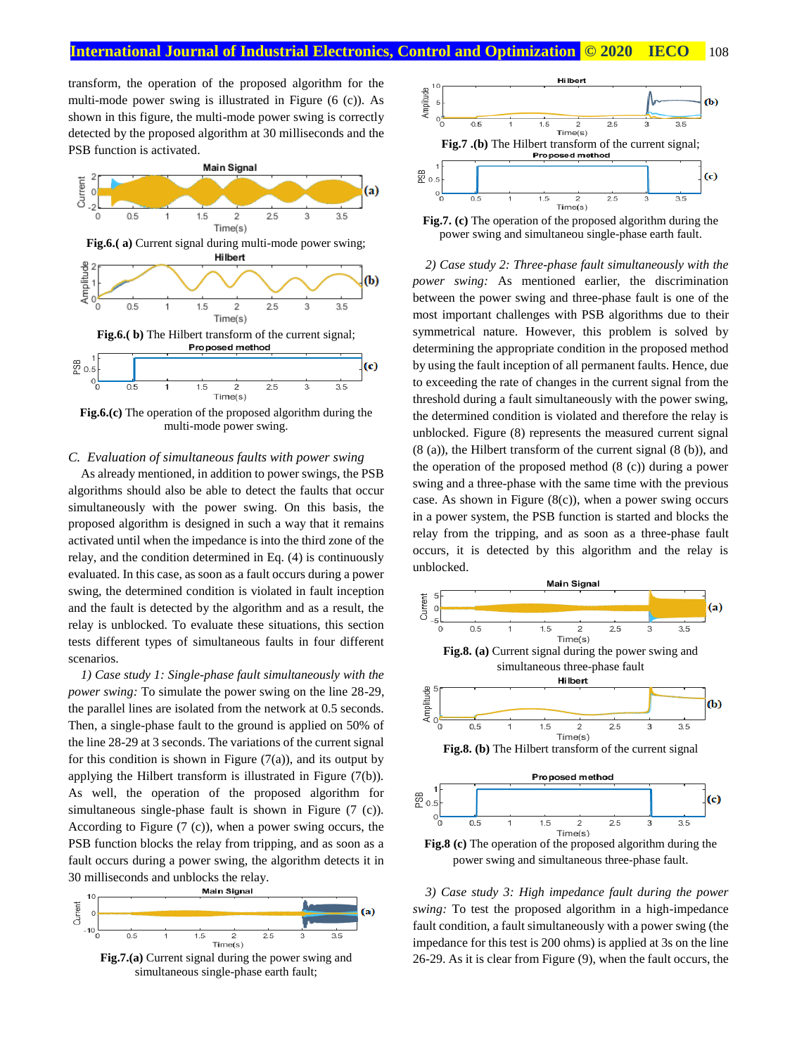transform, the operation of the proposed algorithm for the multi-mode power swing is illustrated in Figure (6 (c)). As shown in this figure, the multi-mode power swing is correctly detected by the proposed algorithm at 30 milliseconds and the PSB function is activated.

**Fig.6.( a)** Current signal during multi-mode power swing;

**Fig.6.( b)** The Hilbert transform of the current signal;

**Fig.6.(c)** The operation of the proposed algorithm during the multi-mode power swing.

## C. *Evaluation of simultaneous faults with power swing*

As already mentioned, in addition to power swings, the PSB algorithms should also be able to detect the faults that occur simultaneously with the power swing. On this basis, the proposed algorithm is designed in such a way that it remains activated until when the impedance is into the third zone of the relay, and the condition determined in Eq. (4) is continuously evaluated. In this case, as soon as a fault occurs during a power swing, the determined condition is violated in fault inception and the fault is detected by the algorithm and as a result, the relay is unblocked. To evaluate these situations, this section tests different types of simultaneous faults in four different scenarios.

*1) Case study 1: Single-phase fault simultaneously with the power swing:* To simulate the power swing on the line 28-29, the parallel lines are isolated from the network at 0.5 seconds. Then, a single-phase fault to the ground is applied on 50% of the line 28-29 at 3 seconds. The variations of the current signal for this condition is shown in Figure (7(a)), and its output by applying the Hilbert transform is illustrated in Figure (7(b)). As well, the operation of the proposed algorithm for simultaneous single-phase fault is shown in Figure (7 (c)). According to Figure (7 (c)), when a power swing occurs, the PSB function blocks the relay from tripping, and as soon as a fault occurs during a power swing, the algorithm detects it in 30 milliseconds and unblocks the relay.

**Fig.7.(a)** Current signal during the power swing and simultaneous single-phase earth fault;

**Fig.7 .(b)** The Hilbert transform of the current signal;

**Fig.7. (c)** The operation of the proposed algorithm during the power swing and simultaneou single-phase earth fault.

*2) Case study 2: Three-phase fault simultaneously with the power swing:* As mentioned earlier, the discrimination between the power swing and three-phase fault is one of the most important challenges with PSB algorithms due to their symmetrical nature. However, this problem is solved by determining the appropriate condition in the proposed method by using the fault inception of all permanent faults. Hence, due to exceeding the rate of changes in the current signal from the threshold during a fault simultaneously with the power swing, the determined condition is violated and therefore the relay is unblocked. Figure (8) represents the measured current signal (8 (a)), the Hilbert transform of the current signal (8 (b)), and the operation of the proposed method (8 (c)) during a power swing and a three-phase with the same time with the previous case. As shown in Figure (8(c)), when a power swing occurs in a power system, the PSB function is started and blocks the relay from the tripping, and as soon as a three-phase fault occurs, it is detected by this algorithm and the relay is unblocked.

**Fig.8. (a)** Current signal during the power swing and simultaneous three-phase fault

**Fig.8. (b)** The Hilbert transform of the current signal

**Fig.8 (c)** The operation of the proposed algorithm during the power swing and simultaneous three-phase fault.

*3) Case study 3: High impedance fault during the power swing:* To test the proposed algorithm in a high-impedance fault condition, a fault simultaneously with a power swing (the impedance for this test is 200 ohms) is applied at 3s on the line 26-29. As it is clear from Figure (9), when the fault occurs, the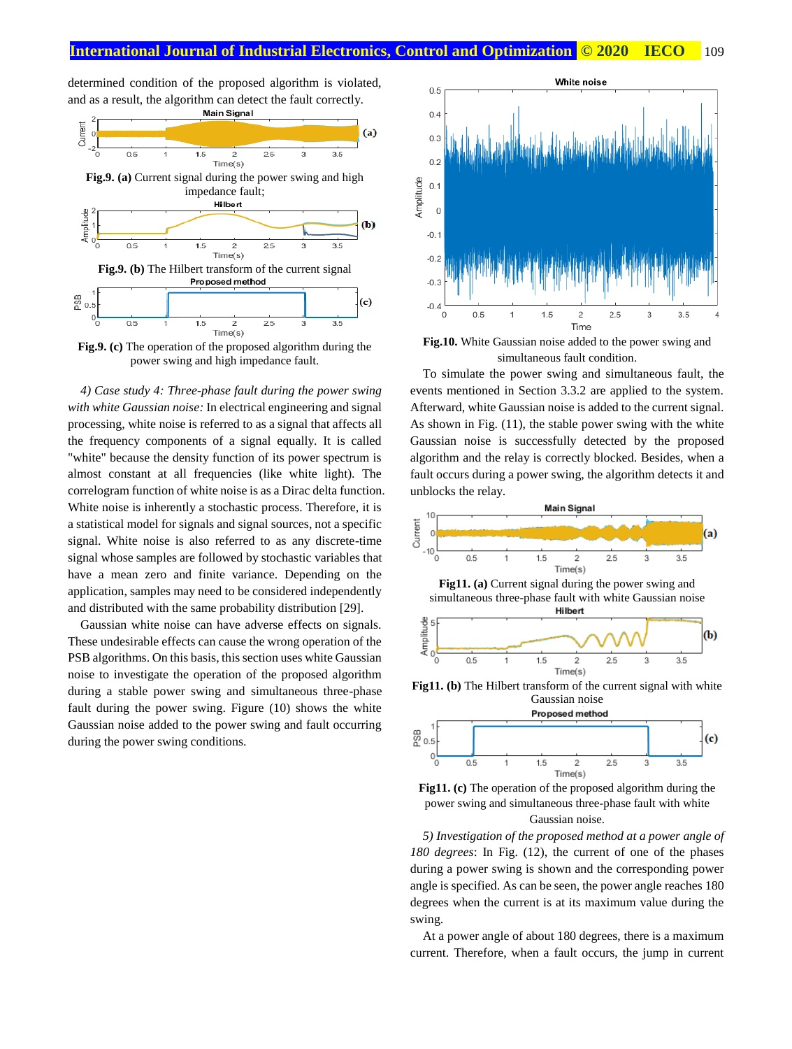determined condition of the proposed algorithm is violated, and as a result, the algorithm can detect the fault correctly.

**Fig.9. (a)** Current signal during the power swing and high impedance fault;

**Fig.9. (b)** The Hilbert transform of the current signal

**Fig.9. (c)** The operation of the proposed algorithm during the power swing and high impedance fault.

*4) Case study 4: Three-phase fault during the power swing with white Gaussian noise:* In electrical engineering and signal processing, white noise is referred to as a signal that affects all the frequency components of a signal equally. It is called "white" because the density function of its power spectrum is almost constant at all frequencies (like white light). The correlogram function of white noise is as a Dirac delta function. White noise is inherently a stochastic process. Therefore, it is a statistical model for signals and signal sources, not a specific signal. White noise is also referred to as any discrete-time signal whose samples are followed by stochastic variables that have a mean zero and finite variance. Depending on the application, samples may need to be considered independently and distributed with the same probability distribution [29].

Gaussian white noise can have adverse effects on signals. These undesirable effects can cause the wrong operation of the PSB algorithms. On this basis, this section uses white Gaussian noise to investigate the operation of the proposed algorithm during a stable power swing and simultaneous three-phase fault during the power swing. Figure (10) shows the white Gaussian noise added to the power swing and fault occurring during the power swing conditions.

**Fig.10.** White Gaussian noise added to the power swing and simultaneous fault condition.

To simulate the power swing and simultaneous fault, the events mentioned in Section 3.3.2 are applied to the system. Afterward, white Gaussian noise is added to the current signal. As shown in Fig. (11), the stable power swing with the white Gaussian noise is successfully detected by the proposed algorithm and the relay is correctly blocked. Besides, when a fault occurs during a power swing, the algorithm detects it and unblocks the relay.

**Fig11. (a)** Current signal during the power swing and simultaneous three-phase fault with white Gaussian noise

**Fig11. (b)** The Hilbert transform of the current signal with white Gaussian noise

**Fig11. (c)** The operation of the proposed algorithm during the power swing and simultaneous three-phase fault with white Gaussian noise.

*5) Investigation of the proposed method at a power angle of 180 degrees*: In Fig. (12), the current of one of the phases during a power swing is shown and the corresponding power angle is specified. As can be seen, the power angle reaches 180 degrees when the current is at its maximum value during the swing.

At a power angle of about 180 degrees, there is a maximum current. Therefore, when a fault occurs, the jump in current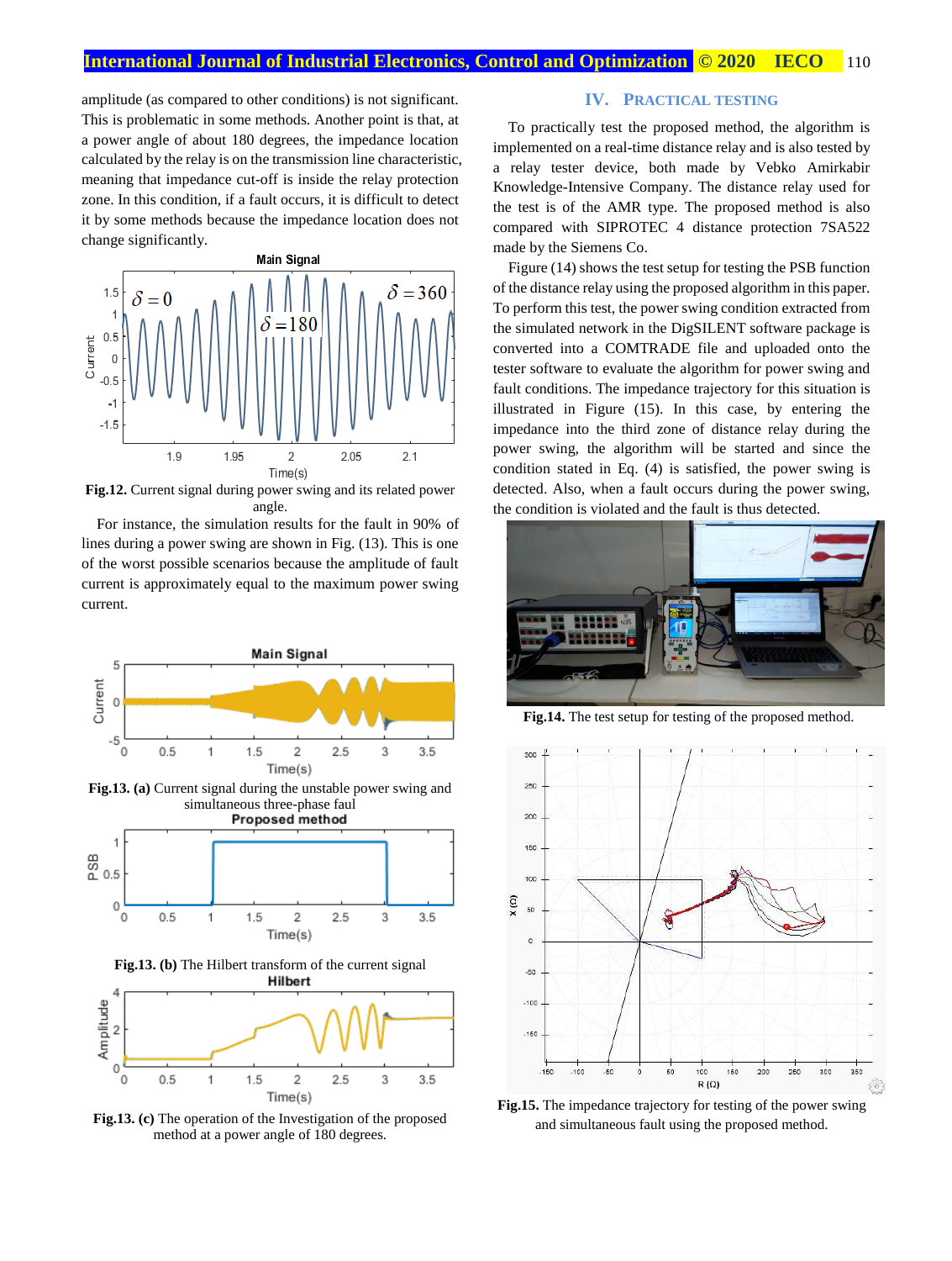amplitude (as compared to other conditions) is not significant. This is problematic in some methods. Another point is that, at a power angle of about 180 degrees, the impedance location calculated by the relay is on the transmission line characteristic, meaning that impedance cut-off is inside the relay protection zone. In this condition, if a fault occurs, it is difficult to detect it by some methods because the impedance location does not change significantly.

**Fig.12.** Current signal during power swing and its related power angle.

For instance, the simulation results for the fault in 90% of lines during a power swing are shown in Fig. (13). This is one of the worst possible scenarios because the amplitude of fault current is approximately equal to the maximum power swing current.

**Fig.13. (a)** Current signal during the unstable power swing and simultaneous three-phase faul

**Fig.13. (b)** The Hilbert transform of the current signal

**Fig.13. (c)** The operation of the Investigation of the proposed method at a power angle of 180 degrees.

## IV. PRACTICAL TESTING

To practically test the proposed method, the algorithm is implemented on a real-time distance relay and is also tested by a relay tester device, both made by Vebko Amirkabir Knowledge-Intensive Company. The distance relay used for the test is of the AMR type. The proposed method is also compared with SIPROTEC 4 distance protection 7SA522 made by the Siemens Co.

Figure (14) shows the test setup for testing the PSB function of the distance relay using the proposed algorithm in this paper. To perform this test, the power swing condition extracted from the simulated network in the DigSILENT software package is converted into a COMTRADE file and uploaded onto the tester software to evaluate the algorithm for power swing and fault conditions. The impedance trajectory for this situation is illustrated in Figure (15). In this case, by entering the impedance into the third zone of distance relay during the power swing, the algorithm will be started and since the condition stated in Eq. (4) is satisfied, the power swing is detected. Also, when a fault occurs during the power swing, the condition is violated and the fault is thus detected.

**Fig.14.** The test setup for testing of the proposed method.

**Fig.15.** The impedance trajectory for testing of the power swing and simultaneous fault using the proposed method.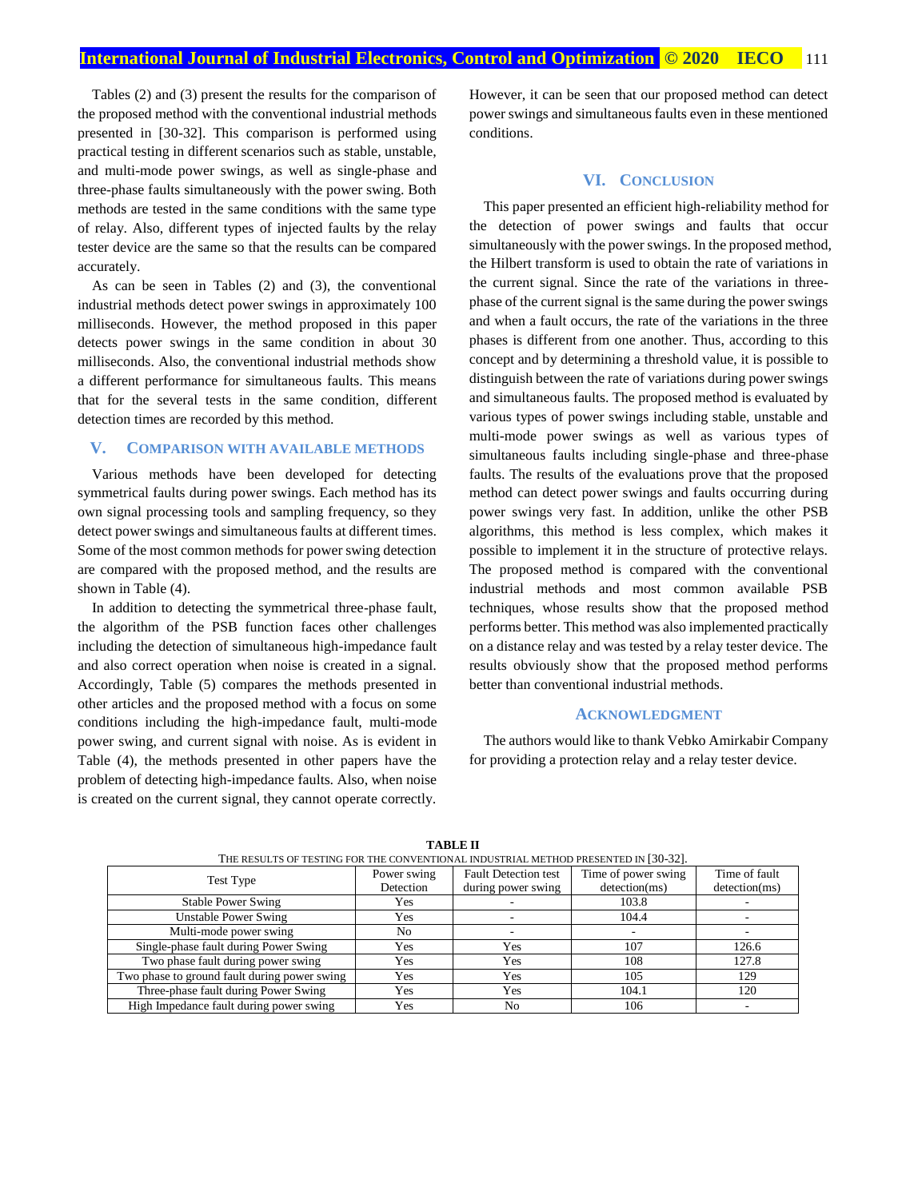Tables (2) and (3) present the results for the comparison of the proposed method with the conventional industrial methods presented in [30-32]. This comparison is performed using practical testing in different scenarios such as stable, unstable, and multi-mode power swings, as well as single-phase and three-phase faults simultaneously with the power swing. Both methods are tested in the same conditions with the same type of relay. Also, different types of injected faults by the relay tester device are the same so that the results can be compared accurately.

As can be seen in Tables (2) and (3), the conventional industrial methods detect power swings in approximately 100 milliseconds. However, the method proposed in this paper detects power swings in the same condition in about 30 milliseconds. Also, the conventional industrial methods show a different performance for simultaneous faults. This means that for the several tests in the same condition, different detection times are recorded by this method.

## V. Comparison with Available Methods

Various methods have been developed for detecting symmetrical faults during power swings. Each method has its own signal processing tools and sampling frequency, so they detect power swings and simultaneous faults at different times. Some of the most common methods for power swing detection are compared with the proposed method, and the results are shown in Table (4).

In addition to detecting the symmetrical three-phase fault, the algorithm of the PSB function faces other challenges including the detection of simultaneous high-impedance fault and also correct operation when noise is created in a signal. Accordingly, Table (5) compares the methods presented in other articles and the proposed method with a focus on some conditions including the high-impedance fault, multi-mode power swing, and current signal with noise. As is evident in Table (4), the methods presented in other papers have the problem of detecting high-impedance faults. Also, when noise is created on the current signal, they cannot operate correctly. However, it can be seen that our proposed method can detect power swings and simultaneous faults even in these mentioned conditions.

## VI. Conclusion

This paper presented an efficient high-reliability method for the detection of power swings and faults that occur simultaneously with the power swings. In the proposed method, the Hilbert transform is used to obtain the rate of variations in the current signal. Since the rate of the variations in three-phase of the current signal is the same during the power swings and when a fault occurs, the rate of the variations in the three phases is different from one another. Thus, according to this concept and by determining a threshold value, it is possible to distinguish between the rate of variations during power swings and simultaneous faults. The proposed method is evaluated by various types of power swings including stable, unstable and multi-mode power swings as well as various types of simultaneous faults including single-phase and three-phase faults. The results of the evaluations prove that the proposed method can detect power swings and faults occurring during power swings very fast. In addition, unlike the other PSB algorithms, this method is less complex, which makes it possible to implement it in the structure of protective relays. The proposed method is compared with the conventional industrial methods and most common available PSB techniques, whose results show that the proposed method performs better. This method was also implemented practically on a distance relay and was tested by a relay tester device. The results obviously show that the proposed method performs better than conventional industrial methods.

## Acknowledgment

The authors would like to thank Vebko Amirkabir Company for providing a protection relay and a relay tester device.

**TABLE II**
The results of testing for the conventional industrial method presented in [30-32].

| Test Type | Power swing Detection | Fault Detection test during power swing | Time of power swing detection(ms) | Time of fault detection(ms) |
|---|---|---|---|---|
| Stable Power Swing | Yes | - | 103.8 | - |
| Unstable Power Swing | Yes | - | 104.4 | - |
| Multi-mode power swing | No | - | - | - |
| Single-phase fault during Power Swing | Yes | Yes | 107 | 126.6 |
| Two phase fault during power swing | Yes | Yes | 108 | 127.8 |
| Two phase to ground fault during power swing | Yes | Yes | 105 | 129 |
| Three-phase fault during Power Swing | Yes | Yes | 104.1 | 120 |
| High Impedance fault during power swing | Yes | No | 106 | - |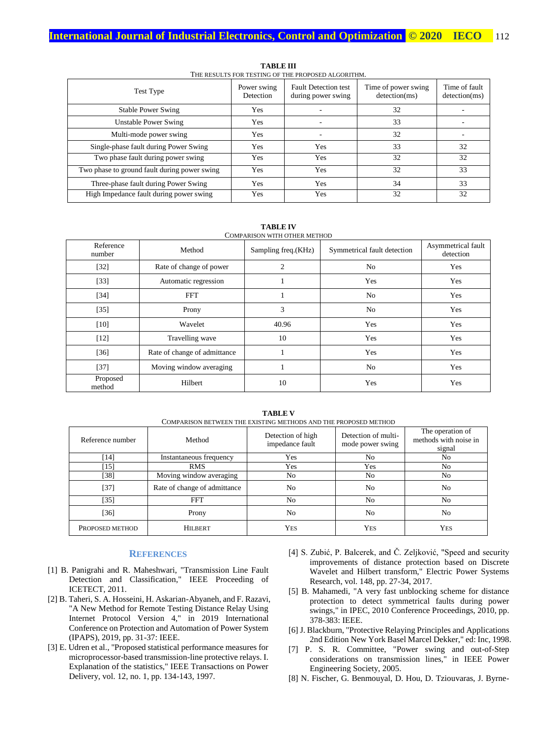**TABLE III**
THE RESULTS FOR TESTING OF THE PROPOSED ALGORITHM.

| Test Type | Power swing Detection | Fault Detection test during power swing | Time of power swing detection(ms) | Time of fault detection(ms) |
|---|---|---|---|---|
| Stable Power Swing | Yes | - | 32 | - |
| Unstable Power Swing | Yes | - | 33 | - |
| Multi-mode power swing | Yes | - | 32 | - |
| Single-phase fault during Power Swing | Yes | Yes | 33 | 32 |
| Two phase fault during power swing | Yes | Yes | 32 | 32 |
| Two phase to ground fault during power swing | Yes | Yes | 32 | 33 |
| Three-phase fault during Power Swing | Yes | Yes | 34 | 33 |
| High Impedance fault during power swing | Yes | Yes | 32 | 32 |

**TABLE IV**
COMPARISON WITH OTHER METHOD

| Reference number | Method | Sampling freq.(KHz) | Symmetrical fault detection | Asymmetrical fault detection |
|---|---|---|---|---|
| [32] | Rate of change of power | 2 | No | Yes |
| [33] | Automatic regression | 1 | Yes | Yes |
| [34] | FFT | 1 | No | Yes |
| [35] | Prony | 3 | No | Yes |
| [10] | Wavelet | 40.96 | Yes | Yes |
| [12] | Travelling wave | 10 | Yes | Yes |
| [36] | Rate of change of admittance | 1 | Yes | Yes |
| [37] | Moving window averaging | 1 | No | Yes |
| Proposed method | Hilbert | 10 | Yes | Yes |

**TABLE V**
COMPARISON BETWEEN THE EXISTING METHODS AND THE PROPOSED METHOD

| Reference number | Method | Detection of high impedance fault | Detection of multi-mode power swing | The operation of methods with noise in signal |
|---|---|---|---|---|
| [14] | Instantaneous frequency | Yes | No | No |
| [15] | RMS | Yes | Yes | No |
| [38] | Moving window averaging | No | No | No |
| [37] | Rate of change of admittance | No | No | No |
| [35] | FFT | No | No | No |
| [36] | Prony | No | No | No |
| PROPOSED METHOD | HILBERT | YES | YES | YES |

## REFERENCES

[1] B. Panigrahi and R. Maheshwari, "Transmission Line Fault Detection and Classification," IEEE Proceeding of ICETECT, 2011.

[2] B. Taheri, S. A. Hosseini, H. Askarian-Abyaneh, and F. Razavi, "A New Method for Remote Testing Distance Relay Using Internet Protocol Version 4," in 2019 International Conference on Protection and Automation of Power System (IPAPS), 2019, pp. 31-37: IEEE.

[3] E. Udren et al., "Proposed statistical performance measures for microprocessor-based transmission-line protective relays. I. Explanation of the statistics," IEEE Transactions on Power Delivery, vol. 12, no. 1, pp. 134-143, 1997.

[4] S. Zubić, P. Balcerek, and Č. Zeljković, "Speed and security improvements of distance protection based on Discrete Wavelet and Hilbert transform," Electric Power Systems Research, vol. 148, pp. 27-34, 2017.

[5] B. Mahamedi, "A very fast unblocking scheme for distance protection to detect symmetrical faults during power swings," in IPEC, 2010 Conference Proceedings, 2010, pp. 378-383: IEEE.

[6] J. Blackburn, "Protective Relaying Principles and Applications 2nd Edition New York Basel Marcel Dekker," ed: Inc, 1998.

[7] P. S. R. Committee, "Power swing and out-of-Step considerations on transmission lines," in IEEE Power Engineering Society, 2005.

[8] N. Fischer, G. Benmouyal, D. Hou, D. Tziouvaras, J. Byrne-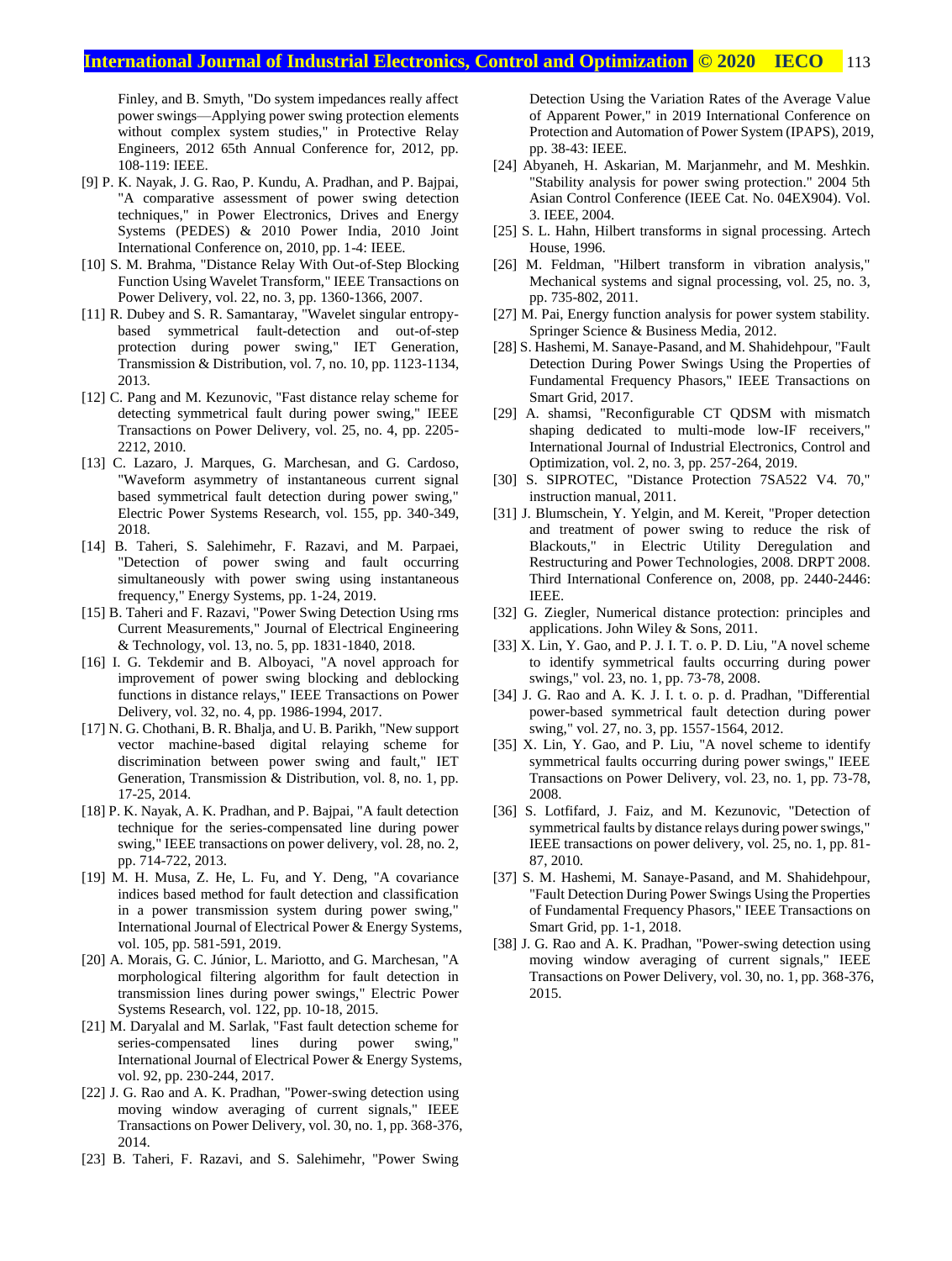Finley, and B. Smyth, "Do system impedances really affect power swings—Applying power swing protection elements without complex system studies," in Protective Relay Engineers, 2012 65th Annual Conference for, 2012, pp. 108-119: IEEE.

[9] P. K. Nayak, J. G. Rao, P. Kundu, A. Pradhan, and P. Bajpai, "A comparative assessment of power swing detection techniques," in Power Electronics, Drives and Energy Systems (PEDES) & 2010 Power India, 2010 Joint International Conference on, 2010, pp. 1-4: IEEE.

[10] S. M. Brahma, "Distance Relay With Out-of-Step Blocking Function Using Wavelet Transform," IEEE Transactions on Power Delivery, vol. 22, no. 3, pp. 1360-1366, 2007.

[11] R. Dubey and S. R. Samantaray, "Wavelet singular entropy-based symmetrical fault-detection and out-of-step protection during power swing," IET Generation, Transmission & Distribution, vol. 7, no. 10, pp. 1123-1134, 2013.

[12] C. Pang and M. Kezunovic, "Fast distance relay scheme for detecting symmetrical fault during power swing," IEEE Transactions on Power Delivery, vol. 25, no. 4, pp. 2205-2212, 2010.

[13] C. Lazaro, J. Marques, G. Marchesan, and G. Cardoso, "Waveform asymmetry of instantaneous current signal based symmetrical fault detection during power swing," Electric Power Systems Research, vol. 155, pp. 340-349, 2018.

[14] B. Taheri, S. Salehimehr, F. Razavi, and M. Parpaei, "Detection of power swing and fault occurring simultaneously with power swing using instantaneous frequency," Energy Systems, pp. 1-24, 2019.

[15] B. Taheri and F. Razavi, "Power Swing Detection Using rms Current Measurements," Journal of Electrical Engineering & Technology, vol. 13, no. 5, pp. 1831-1840, 2018.

[16] I. G. Tekdemir and B. Alboyaci, "A novel approach for improvement of power swing blocking and deblocking functions in distance relays," IEEE Transactions on Power Delivery, vol. 32, no. 4, pp. 1986-1994, 2017.

[17] N. G. Chothani, B. R. Bhalja, and U. B. Parikh, "New support vector machine-based digital relaying scheme for discrimination between power swing and fault," IET Generation, Transmission & Distribution, vol. 8, no. 1, pp. 17-25, 2014.

[18] P. K. Nayak, A. K. Pradhan, and P. Bajpai, "A fault detection technique for the series-compensated line during power swing," IEEE transactions on power delivery, vol. 28, no. 2, pp. 714-722, 2013.

[19] M. H. Musa, Z. He, L. Fu, and Y. Deng, "A covariance indices based method for fault detection and classification in a power transmission system during power swing," International Journal of Electrical Power & Energy Systems, vol. 105, pp. 581-591, 2019.

[20] A. Morais, G. C. Júnior, L. Mariotto, and G. Marchesan, "A morphological filtering algorithm for fault detection in transmission lines during power swings," Electric Power Systems Research, vol. 122, pp. 10-18, 2015.

[21] M. Daryalal and M. Sarlak, "Fast fault detection scheme for series-compensated lines during power swing," International Journal of Electrical Power & Energy Systems, vol. 92, pp. 230-244, 2017.

[22] J. G. Rao and A. K. Pradhan, "Power-swing detection using moving window averaging of current signals," IEEE Transactions on Power Delivery, vol. 30, no. 1, pp. 368-376, 2014.

[23] B. Taheri, F. Razavi, and S. Salehimehr, "Power Swing Detection Using the Variation Rates of the Average Value of Apparent Power," in 2019 International Conference on Protection and Automation of Power System (IPAPS), 2019, pp. 38-43: IEEE.

[24] Abyaneh, H. Askarian, M. Marjanmehr, and M. Meshkin. "Stability analysis for power swing protection." 2004 5th Asian Control Conference (IEEE Cat. No. 04EX904). Vol. 3. IEEE, 2004.

[25] S. L. Hahn, Hilbert transforms in signal processing. Artech House, 1996.

[26] M. Feldman, "Hilbert transform in vibration analysis," Mechanical systems and signal processing, vol. 25, no. 3, pp. 735-802, 2011.

[27] M. Pai, Energy function analysis for power system stability. Springer Science & Business Media, 2012.

[28] S. Hashemi, M. Sanaye-Pasand, and M. Shahidehpour, "Fault Detection During Power Swings Using the Properties of Fundamental Frequency Phasors," IEEE Transactions on Smart Grid, 2017.

[29] A. shamsi, "Reconfigurable CT QDSM with mismatch shaping dedicated to multi-mode low-IF receivers," International Journal of Industrial Electronics, Control and Optimization, vol. 2, no. 3, pp. 257-264, 2019.

[30] S. SIPROTEC, "Distance Protection 7SA522 V4. 70," instruction manual, 2011.

[31] J. Blumschein, Y. Yelgin, and M. Kereit, "Proper detection and treatment of power swing to reduce the risk of Blackouts," in Electric Utility Deregulation and Restructuring and Power Technologies, 2008. DRPT 2008. Third International Conference on, 2008, pp. 2440-2446: IEEE.

[32] G. Ziegler, Numerical distance protection: principles and applications. John Wiley & Sons, 2011.

[33] X. Lin, Y. Gao, and P. J. I. T. o. P. D. Liu, "A novel scheme to identify symmetrical faults occurring during power swings," vol. 23, no. 1, pp. 73-78, 2008.

[34] J. G. Rao and A. K. J. I. t. o. p. d. Pradhan, "Differential power-based symmetrical fault detection during power swing," vol. 27, no. 3, pp. 1557-1564, 2012.

[35] X. Lin, Y. Gao, and P. Liu, "A novel scheme to identify symmetrical faults occurring during power swings," IEEE Transactions on Power Delivery, vol. 23, no. 1, pp. 73-78, 2008.

[36] S. Lotfifard, J. Faiz, and M. Kezunovic, "Detection of symmetrical faults by distance relays during power swings," IEEE transactions on power delivery, vol. 25, no. 1, pp. 81-87, 2010.

[37] S. M. Hashemi, M. Sanaye-Pasand, and M. Shahidehpour, "Fault Detection During Power Swings Using the Properties of Fundamental Frequency Phasors," IEEE Transactions on Smart Grid, pp. 1-1, 2018.

[38] J. G. Rao and A. K. Pradhan, "Power-swing detection using moving window averaging of current signals," IEEE Transactions on Power Delivery, vol. 30, no. 1, pp. 368-376, 2015.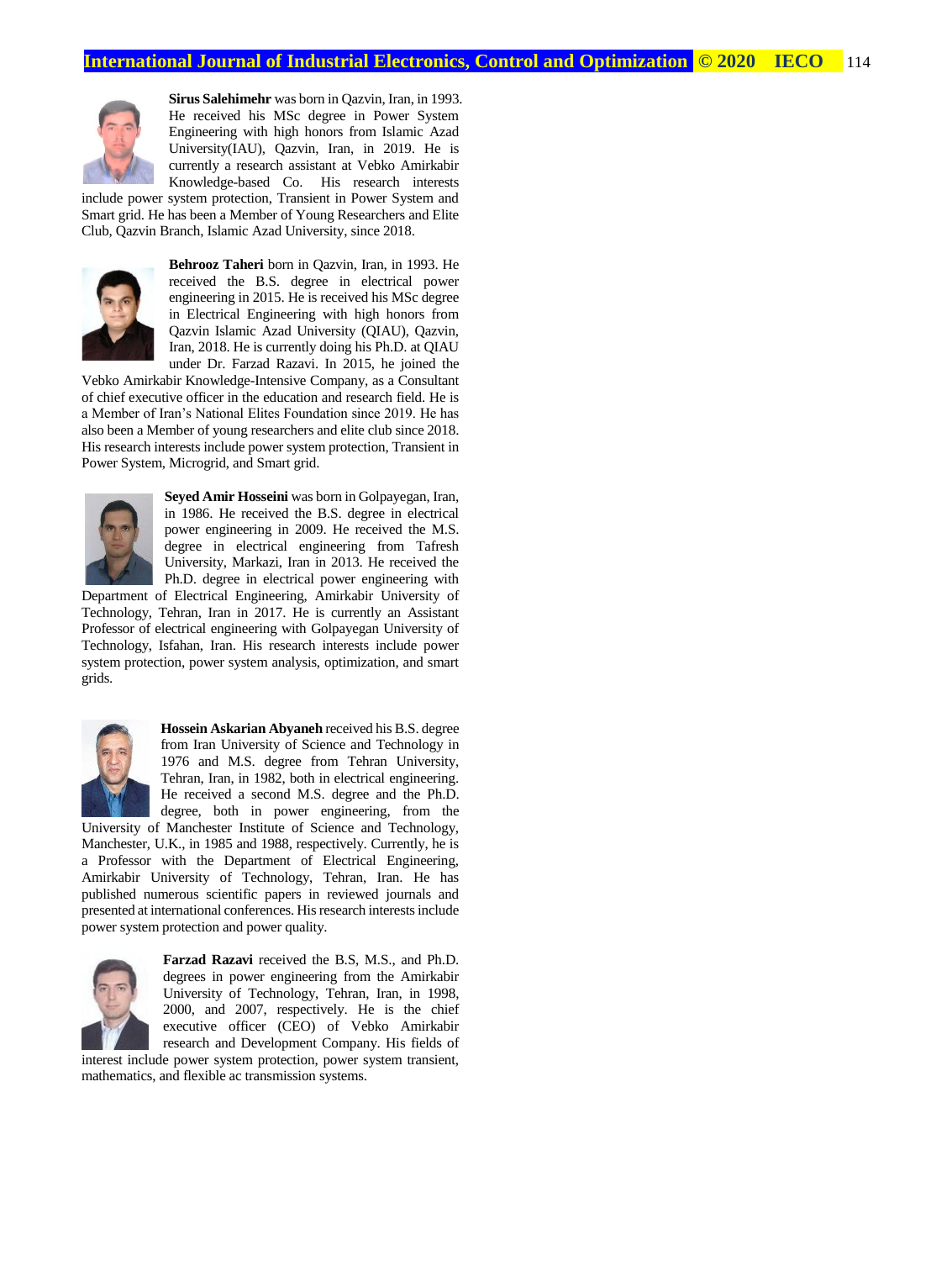**Sirus Salehimehr** was born in Qazvin, Iran, in 1993. He received his MSc degree in Power System Engineering with high honors from Islamic Azad University(IAU), Qazvin, Iran, in 2019. He is currently a research assistant at Vebko Amirkabir Knowledge-based Co. His research interests include power system protection, Transient in Power System and Smart grid. He has been a Member of Young Researchers and Elite Club, Qazvin Branch, Islamic Azad University, since 2018.

**Behrooz Taheri** born in Qazvin, Iran, in 1993. He received the B.S. degree in electrical power engineering in 2015. He is received his MSc degree in Electrical Engineering with high honors from Qazvin Islamic Azad University (QIAU), Qazvin, Iran, 2018. He is currently doing his Ph.D. at QIAU under Dr. Farzad Razavi. In 2015, he joined the Vebko Amirkabir Knowledge-Intensive Company, as a Consultant of chief executive officer in the education and research field. He is a Member of Iran's National Elites Foundation since 2019. He has also been a Member of young researchers and elite club since 2018. His research interests include power system protection, Transient in Power System, Microgrid, and Smart grid.

**Seyed Amir Hosseini** was born in Golpayegan, Iran, in 1986. He received the B.S. degree in electrical power engineering in 2009. He received the M.S. degree in electrical engineering from Tafresh University, Markazi, Iran in 2013. He received the Ph.D. degree in electrical power engineering with Department of Electrical Engineering, Amirkabir University of Technology, Tehran, Iran in 2017. He is currently an Assistant Professor of electrical engineering with Golpayegan University of Technology, Isfahan, Iran. His research interests include power system protection, power system analysis, optimization, and smart grids.

**Hossein Askarian Abyaneh** received his B.S. degree from Iran University of Science and Technology in 1976 and M.S. degree from Tehran University, Tehran, Iran, in 1982, both in electrical engineering. He received a second M.S. degree and the Ph.D. degree, both in power engineering, from the University of Manchester Institute of Science and Technology, Manchester, U.K., in 1985 and 1988, respectively. Currently, he is a Professor with the Department of Electrical Engineering, Amirkabir University of Technology, Tehran, Iran. He has published numerous scientific papers in reviewed journals and presented at international conferences. His research interests include power system protection and power quality.

**Farzad Razavi** received the B.S, M.S., and Ph.D. degrees in power engineering from the Amirkabir University of Technology, Tehran, Iran, in 1998, 2000, and 2007, respectively. He is the chief executive officer (CEO) of Vebko Amirkabir research and Development Company. His fields of interest include power system protection, power system transient, mathematics, and flexible ac transmission systems.